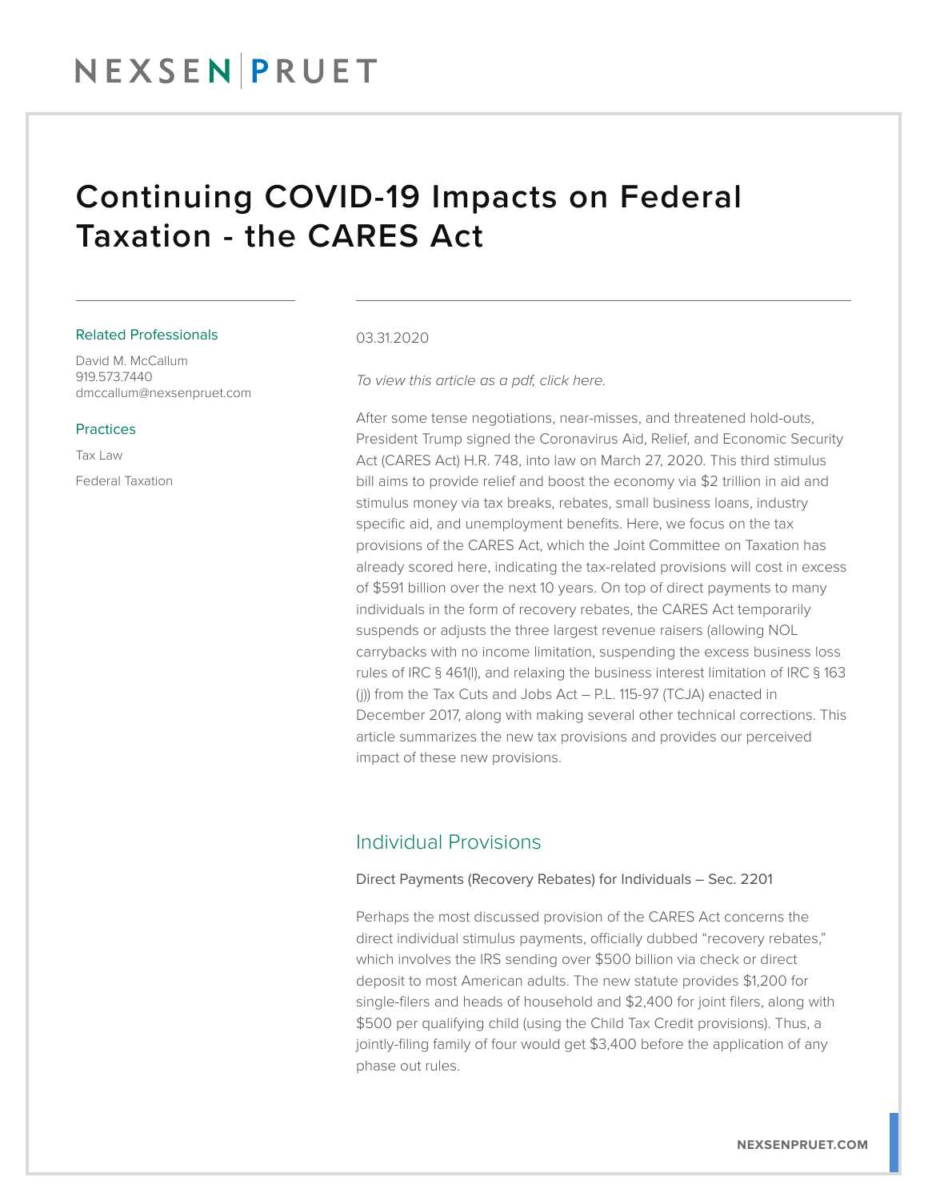# Continuing COVID-19 Impacts on Federal Taxation - the CARES Act

**Related Professionals**

David M. McCallum
919.573.7440
dmccallum@nexsenpruet.com

**Practices**

Tax Law

Federal Taxation

03.31.2020

*To view this article as a pdf, click here.*

After some tense negotiations, near-misses, and threatened hold-outs, President Trump signed the Coronavirus Aid, Relief, and Economic Security Act (CARES Act) H.R. 748, into law on March 27, 2020. This third stimulus bill aims to provide relief and boost the economy via $2 trillion in aid and stimulus money via tax breaks, rebates, small business loans, industry specific aid, and unemployment benefits. Here, we focus on the tax provisions of the CARES Act, which the Joint Committee on Taxation has already scored here, indicating the tax-related provisions will cost in excess of $591 billion over the next 10 years. On top of direct payments to many individuals in the form of recovery rebates, the CARES Act temporarily suspends or adjusts the three largest revenue raisers (allowing NOL carrybacks with no income limitation, suspending the excess business loss rules of IRC § 461(l), and relaxing the business interest limitation of IRC § 163 (j)) from the Tax Cuts and Jobs Act – P.L. 115-97 (TCJA) enacted in December 2017, along with making several other technical corrections. This article summarizes the new tax provisions and provides our perceived impact of these new provisions.

## Individual Provisions

Direct Payments (Recovery Rebates) for Individuals – Sec. 2201

Perhaps the most discussed provision of the CARES Act concerns the direct individual stimulus payments, officially dubbed "recovery rebates," which involves the IRS sending over $500 billion via check or direct deposit to most American adults. The new statute provides $1,200 for single-filers and heads of household and $2,400 for joint filers, along with $500 per qualifying child (using the Child Tax Credit provisions). Thus, a jointly-filing family of four would get $3,400 before the application of any phase out rules.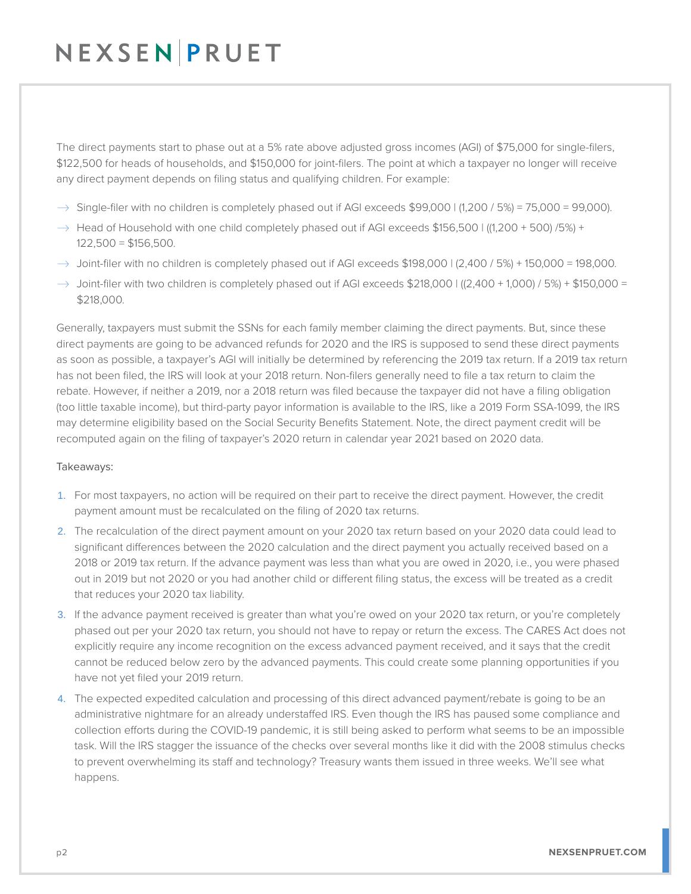The direct payments start to phase out at a 5% rate above adjusted gross incomes (AGI) of $75,000 for single-filers, $122,500 for heads of households, and $150,000 for joint-filers. The point at which a taxpayer no longer will receive any direct payment depends on filing status and qualifying children. For example:

- Single-filer with no children is completely phased out if AGI exceeds $99,000 | (1,200 / 5%) = 75,000 = 99,000).
- Head of Household with one child completely phased out if AGI exceeds $156,500 | ((1,200 + 500) /5%) + 122,500 = $156,500.
- Joint-filer with no children is completely phased out if AGI exceeds $198,000 | (2,400 / 5%) + 150,000 = 198,000.
- Joint-filer with two children is completely phased out if AGI exceeds $218,000 | ((2,400 + 1,000) / 5%) + $150,000 = $218,000.

Generally, taxpayers must submit the SSNs for each family member claiming the direct payments. But, since these direct payments are going to be advanced refunds for 2020 and the IRS is supposed to send these direct payments as soon as possible, a taxpayer's AGI will initially be determined by referencing the 2019 tax return. If a 2019 tax return has not been filed, the IRS will look at your 2018 return. Non-filers generally need to file a tax return to claim the rebate. However, if neither a 2019, nor a 2018 return was filed because the taxpayer did not have a filing obligation (too little taxable income), but third-party payor information is available to the IRS, like a 2019 Form SSA-1099, the IRS may determine eligibility based on the Social Security Benefits Statement. Note, the direct payment credit will be recomputed again on the filing of taxpayer's 2020 return in calendar year 2021 based on 2020 data.

Takeaways:

1. For most taxpayers, no action will be required on their part to receive the direct payment. However, the credit payment amount must be recalculated on the filing of 2020 tax returns.
2. The recalculation of the direct payment amount on your 2020 tax return based on your 2020 data could lead to significant differences between the 2020 calculation and the direct payment you actually received based on a 2018 or 2019 tax return. If the advance payment was less than what you are owed in 2020, i.e., you were phased out in 2019 but not 2020 or you had another child or different filing status, the excess will be treated as a credit that reduces your 2020 tax liability.
3. If the advance payment received is greater than what you're owed on your 2020 tax return, or you're completely phased out per your 2020 tax return, you should not have to repay or return the excess. The CARES Act does not explicitly require any income recognition on the excess advanced payment received, and it says that the credit cannot be reduced below zero by the advanced payments. This could create some planning opportunities if you have not yet filed your 2019 return.
4. The expected expedited calculation and processing of this direct advanced payment/rebate is going to be an administrative nightmare for an already understaffed IRS. Even though the IRS has paused some compliance and collection efforts during the COVID-19 pandemic, it is still being asked to perform what seems to be an impossible task. Will the IRS stagger the issuance of the checks over several months like it did with the 2008 stimulus checks to prevent overwhelming its staff and technology? Treasury wants them issued in three weeks. We'll see what happens.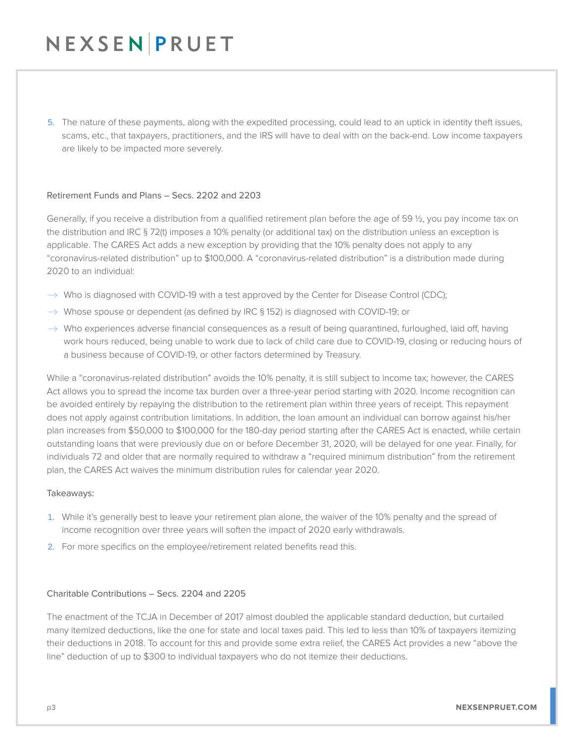5. The nature of these payments, along with the expedited processing, could lead to an uptick in identity theft issues, scams, etc., that taxpayers, practitioners, and the IRS will have to deal with on the back-end. Low income taxpayers are likely to be impacted more severely.

### Retirement Funds and Plans – Secs. 2202 and 2203

Generally, if you receive a distribution from a qualified retirement plan before the age of 59 ½, you pay income tax on the distribution and IRC § 72(t) imposes a 10% penalty (or additional tax) on the distribution unless an exception is applicable. The CARES Act adds a new exception by providing that the 10% penalty does not apply to any "coronavirus-related distribution" up to $100,000. A "coronavirus-related distribution" is a distribution made during 2020 to an individual:

- Who is diagnosed with COVID-19 with a test approved by the Center for Disease Control (CDC);
- Whose spouse or dependent (as defined by IRC § 152) is diagnosed with COVID-19; or
- Who experiences adverse financial consequences as a result of being quarantined, furloughed, laid off, having work hours reduced, being unable to work due to lack of child care due to COVID-19, closing or reducing hours of a business because of COVID-19, or other factors determined by Treasury.

While a "coronavirus-related distribution" avoids the 10% penalty, it is still subject to income tax; however, the CARES Act allows you to spread the income tax burden over a three-year period starting with 2020. Income recognition can be avoided entirely by repaying the distribution to the retirement plan within three years of receipt. This repayment does not apply against contribution limitations. In addition, the loan amount an individual can borrow against his/her plan increases from $50,000 to $100,000 for the 180-day period starting after the CARES Act is enacted, while certain outstanding loans that were previously due on or before December 31, 2020, will be delayed for one year. Finally, for individuals 72 and older that are normally required to withdraw a "required minimum distribution" from the retirement plan, the CARES Act waives the minimum distribution rules for calendar year 2020.

Takeaways:

1. While it's generally best to leave your retirement plan alone, the waiver of the 10% penalty and the spread of income recognition over three years will soften the impact of 2020 early withdrawals.
2. For more specifics on the employee/retirement related benefits read this.

### Charitable Contributions – Secs. 2204 and 2205

The enactment of the TCJA in December of 2017 almost doubled the applicable standard deduction, but curtailed many itemized deductions, like the one for state and local taxes paid. This led to less than 10% of taxpayers itemizing their deductions in 2018. To account for this and provide some extra relief, the CARES Act provides a new "above the line" deduction of up to $300 to individual taxpayers who do not itemize their deductions.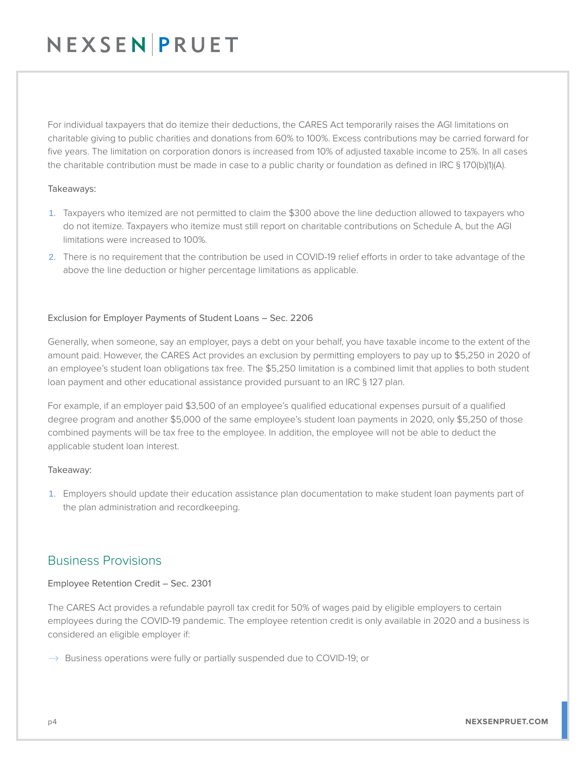For individual taxpayers that do itemize their deductions, the CARES Act temporarily raises the AGI limitations on charitable giving to public charities and donations from 60% to 100%. Excess contributions may be carried forward for five years. The limitation on corporation donors is increased from 10% of adjusted taxable income to 25%. In all cases the charitable contribution must be made in case to a public charity or foundation as defined in IRC § 170(b)(1)(A).

Takeaways:

1. Taxpayers who itemized are not permitted to claim the $300 above the line deduction allowed to taxpayers who do not itemize. Taxpayers who itemize must still report on charitable contributions on Schedule A, but the AGI limitations were increased to 100%.
2. There is no requirement that the contribution be used in COVID-19 relief efforts in order to take advantage of the above the line deduction or higher percentage limitations as applicable.

### Exclusion for Employer Payments of Student Loans – Sec. 2206

Generally, when someone, say an employer, pays a debt on your behalf, you have taxable income to the extent of the amount paid. However, the CARES Act provides an exclusion by permitting employers to pay up to $5,250 in 2020 of an employee's student loan obligations tax free. The $5,250 limitation is a combined limit that applies to both student loan payment and other educational assistance provided pursuant to an IRC § 127 plan.

For example, if an employer paid $3,500 of an employee's qualified educational expenses pursuit of a qualified degree program and another $5,000 of the same employee's student loan payments in 2020, only $5,250 of those combined payments will be tax free to the employee. In addition, the employee will not be able to deduct the applicable student loan interest.

Takeaway:

1. Employers should update their education assistance plan documentation to make student loan payments part of the plan administration and recordkeeping.

## Business Provisions

### Employee Retention Credit – Sec. 2301

The CARES Act provides a refundable payroll tax credit for 50% of wages paid by eligible employers to certain employees during the COVID-19 pandemic. The employee retention credit is only available in 2020 and a business is considered an eligible employer if:

- Business operations were fully or partially suspended due to COVID-19; or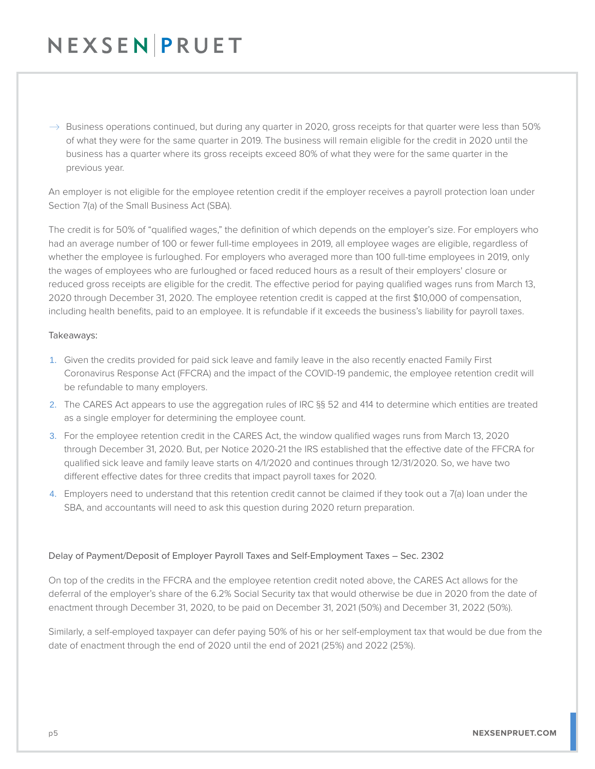- → Business operations continued, but during any quarter in 2020, gross receipts for that quarter were less than 50% of what they were for the same quarter in 2019. The business will remain eligible for the credit in 2020 until the business has a quarter where its gross receipts exceed 80% of what they were for the same quarter in the previous year.

An employer is not eligible for the employee retention credit if the employer receives a payroll protection loan under Section 7(a) of the Small Business Act (SBA).

The credit is for 50% of "qualified wages," the definition of which depends on the employer's size. For employers who had an average number of 100 or fewer full-time employees in 2019, all employee wages are eligible, regardless of whether the employee is furloughed. For employers who averaged more than 100 full-time employees in 2019, only the wages of employees who are furloughed or faced reduced hours as a result of their employers' closure or reduced gross receipts are eligible for the credit. The effective period for paying qualified wages runs from March 13, 2020 through December 31, 2020. The employee retention credit is capped at the first $10,000 of compensation, including health benefits, paid to an employee. It is refundable if it exceeds the business's liability for payroll taxes.

Takeaways:

1. Given the credits provided for paid sick leave and family leave in the also recently enacted Family First Coronavirus Response Act (FFCRA) and the impact of the COVID-19 pandemic, the employee retention credit will be refundable to many employers.
2. The CARES Act appears to use the aggregation rules of IRC §§ 52 and 414 to determine which entities are treated as a single employer for determining the employee count.
3. For the employee retention credit in the CARES Act, the window qualified wages runs from March 13, 2020 through December 31, 2020. But, per Notice 2020-21 the IRS established that the effective date of the FFCRA for qualified sick leave and family leave starts on 4/1/2020 and continues through 12/31/2020. So, we have two different effective dates for three credits that impact payroll taxes for 2020.
4. Employers need to understand that this retention credit cannot be claimed if they took out a 7(a) loan under the SBA, and accountants will need to ask this question during 2020 return preparation.

### Delay of Payment/Deposit of Employer Payroll Taxes and Self-Employment Taxes – Sec. 2302

On top of the credits in the FFCRA and the employee retention credit noted above, the CARES Act allows for the deferral of the employer's share of the 6.2% Social Security tax that would otherwise be due in 2020 from the date of enactment through December 31, 2020, to be paid on December 31, 2021 (50%) and December 31, 2022 (50%).

Similarly, a self-employed taxpayer can defer paying 50% of his or her self-employment tax that would be due from the date of enactment through the end of 2020 until the end of 2021 (25%) and 2022 (25%).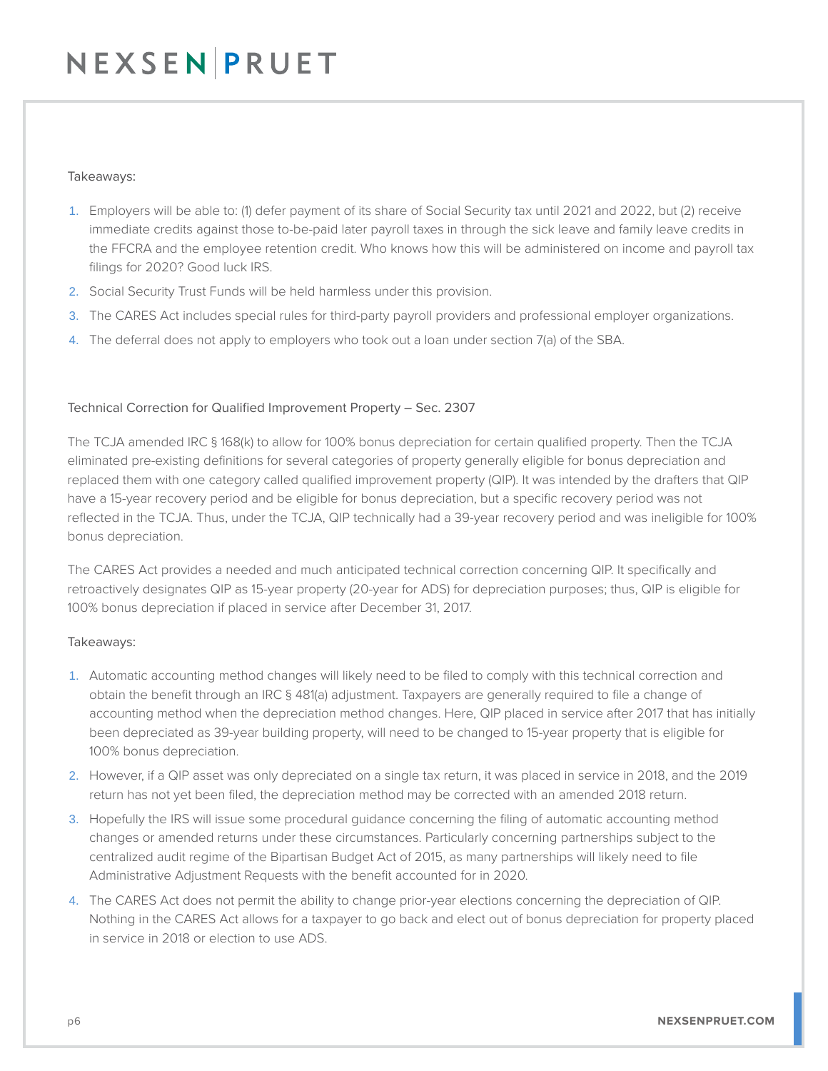Takeaways:

1. Employers will be able to: (1) defer payment of its share of Social Security tax until 2021 and 2022, but (2) receive immediate credits against those to-be-paid later payroll taxes in through the sick leave and family leave credits in the FFCRA and the employee retention credit. Who knows how this will be administered on income and payroll tax filings for 2020? Good luck IRS.
2. Social Security Trust Funds will be held harmless under this provision.
3. The CARES Act includes special rules for third-party payroll providers and professional employer organizations.
4. The deferral does not apply to employers who took out a loan under section 7(a) of the SBA.

Technical Correction for Qualified Improvement Property – Sec. 2307

The TCJA amended IRC § 168(k) to allow for 100% bonus depreciation for certain qualified property. Then the TCJA eliminated pre-existing definitions for several categories of property generally eligible for bonus depreciation and replaced them with one category called qualified improvement property (QIP). It was intended by the drafters that QIP have a 15-year recovery period and be eligible for bonus depreciation, but a specific recovery period was not reflected in the TCJA. Thus, under the TCJA, QIP technically had a 39-year recovery period and was ineligible for 100% bonus depreciation.

The CARES Act provides a needed and much anticipated technical correction concerning QIP. It specifically and retroactively designates QIP as 15-year property (20-year for ADS) for depreciation purposes; thus, QIP is eligible for 100% bonus depreciation if placed in service after December 31, 2017.

Takeaways:

1. Automatic accounting method changes will likely need to be filed to comply with this technical correction and obtain the benefit through an IRC § 481(a) adjustment. Taxpayers are generally required to file a change of accounting method when the depreciation method changes. Here, QIP placed in service after 2017 that has initially been depreciated as 39-year building property, will need to be changed to 15-year property that is eligible for 100% bonus depreciation.
2. However, if a QIP asset was only depreciated on a single tax return, it was placed in service in 2018, and the 2019 return has not yet been filed, the depreciation method may be corrected with an amended 2018 return.
3. Hopefully the IRS will issue some procedural guidance concerning the filing of automatic accounting method changes or amended returns under these circumstances. Particularly concerning partnerships subject to the centralized audit regime of the Bipartisan Budget Act of 2015, as many partnerships will likely need to file Administrative Adjustment Requests with the benefit accounted for in 2020.
4. The CARES Act does not permit the ability to change prior-year elections concerning the depreciation of QIP. Nothing in the CARES Act allows for a taxpayer to go back and elect out of bonus depreciation for property placed in service in 2018 or election to use ADS.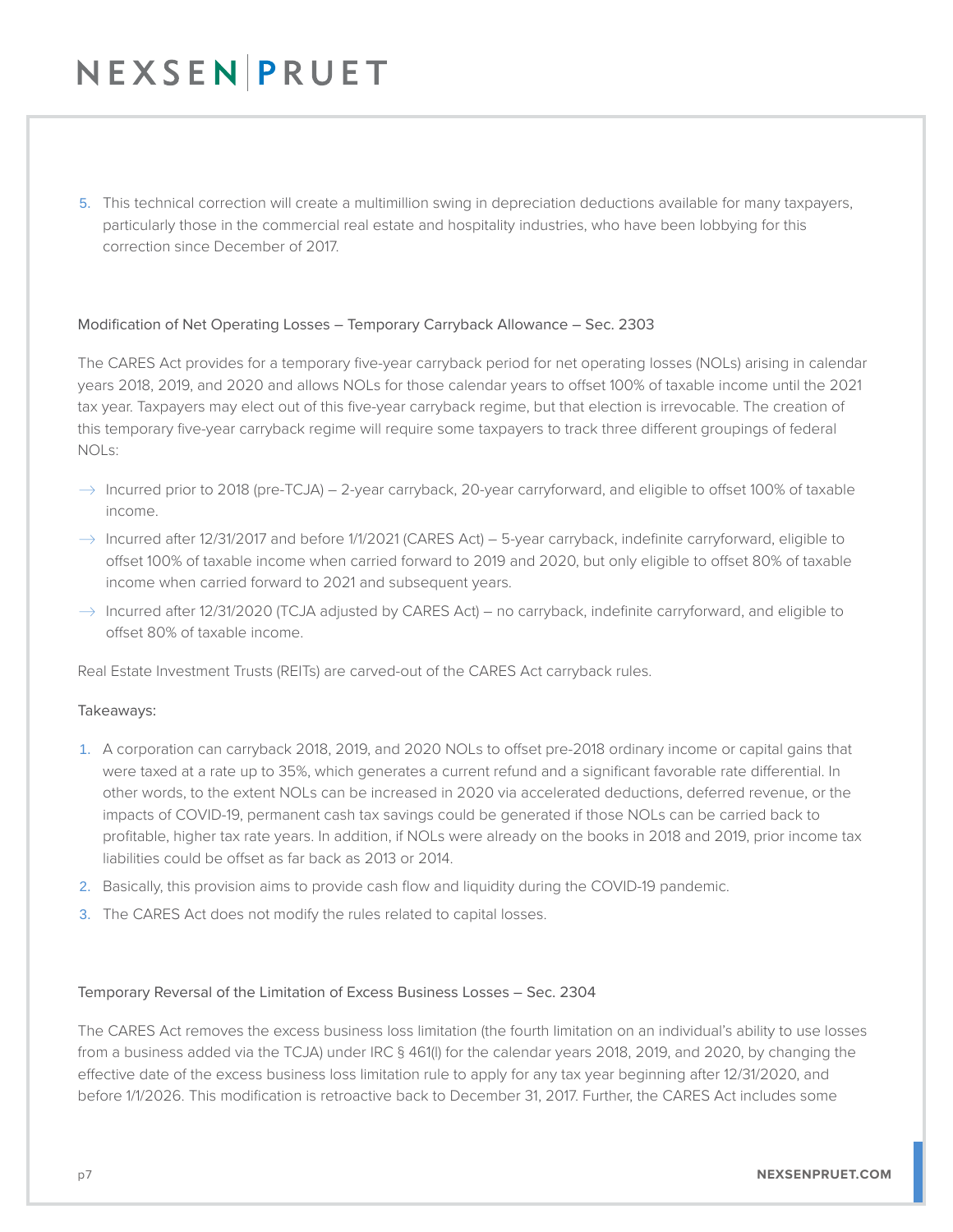5. This technical correction will create a multimillion swing in depreciation deductions available for many taxpayers, particularly those in the commercial real estate and hospitality industries, who have been lobbying for this correction since December of 2017.

### Modification of Net Operating Losses – Temporary Carryback Allowance – Sec. 2303

The CARES Act provides for a temporary five-year carryback period for net operating losses (NOLs) arising in calendar years 2018, 2019, and 2020 and allows NOLs for those calendar years to offset 100% of taxable income until the 2021 tax year. Taxpayers may elect out of this five-year carryback regime, but that election is irrevocable. The creation of this temporary five-year carryback regime will require some taxpayers to track three different groupings of federal NOLs:

- Incurred prior to 2018 (pre-TCJA) – 2-year carryback, 20-year carryforward, and eligible to offset 100% of taxable income.
- Incurred after 12/31/2017 and before 1/1/2021 (CARES Act) – 5-year carryback, indefinite carryforward, eligible to offset 100% of taxable income when carried forward to 2019 and 2020, but only eligible to offset 80% of taxable income when carried forward to 2021 and subsequent years.
- Incurred after 12/31/2020 (TCJA adjusted by CARES Act) – no carryback, indefinite carryforward, and eligible to offset 80% of taxable income.

Real Estate Investment Trusts (REITs) are carved-out of the CARES Act carryback rules.

Takeaways:

1. A corporation can carryback 2018, 2019, and 2020 NOLs to offset pre-2018 ordinary income or capital gains that were taxed at a rate up to 35%, which generates a current refund and a significant favorable rate differential. In other words, to the extent NOLs can be increased in 2020 via accelerated deductions, deferred revenue, or the impacts of COVID-19, permanent cash tax savings could be generated if those NOLs can be carried back to profitable, higher tax rate years. In addition, if NOLs were already on the books in 2018 and 2019, prior income tax liabilities could be offset as far back as 2013 or 2014.
2. Basically, this provision aims to provide cash flow and liquidity during the COVID-19 pandemic.
3. The CARES Act does not modify the rules related to capital losses.

### Temporary Reversal of the Limitation of Excess Business Losses – Sec. 2304

The CARES Act removes the excess business loss limitation (the fourth limitation on an individual's ability to use losses from a business added via the TCJA) under IRC § 461(l) for the calendar years 2018, 2019, and 2020, by changing the effective date of the excess business loss limitation rule to apply for any tax year beginning after 12/31/2020, and before 1/1/2026. This modification is retroactive back to December 31, 2017. Further, the CARES Act includes some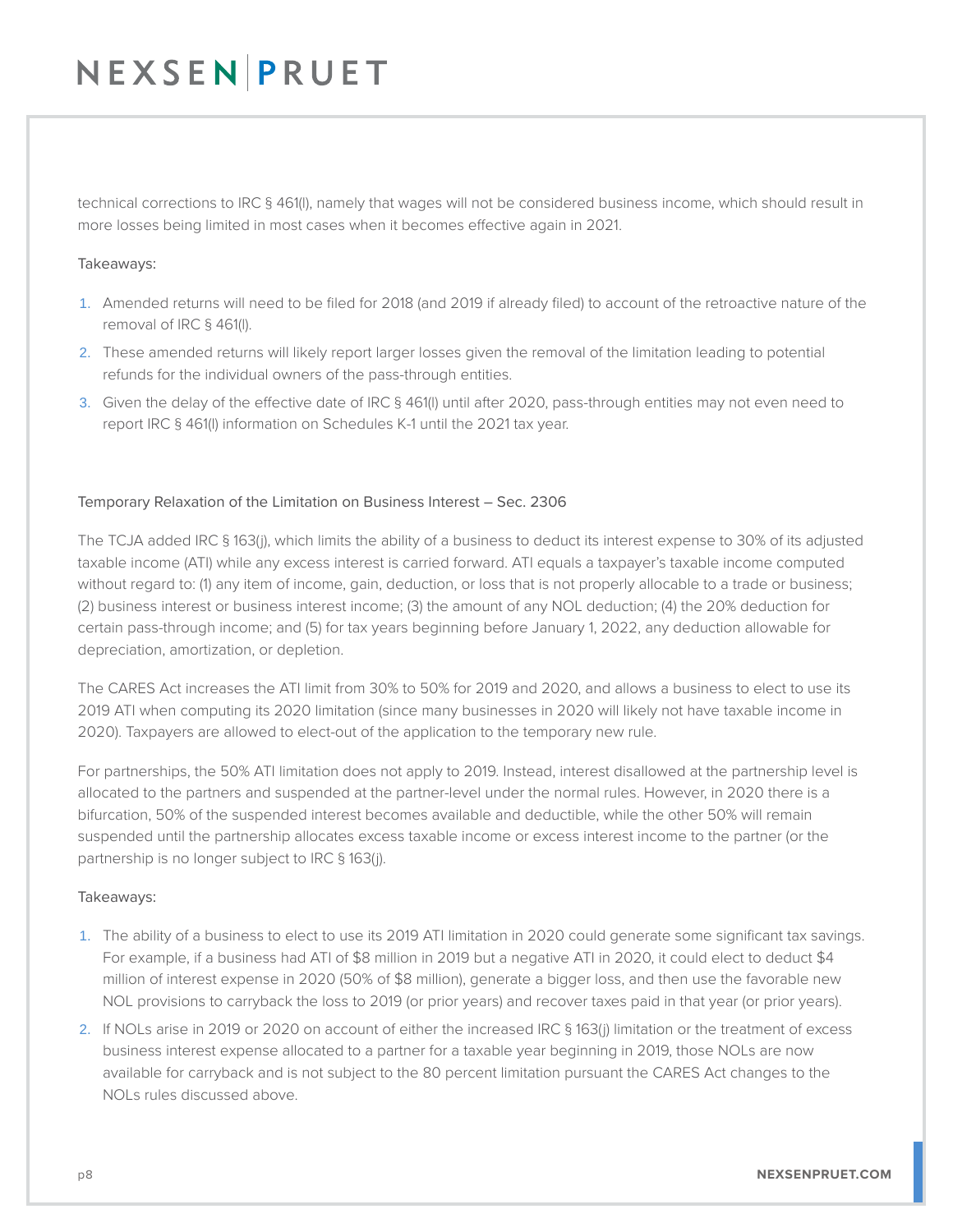technical corrections to IRC § 461(l), namely that wages will not be considered business income, which should result in more losses being limited in most cases when it becomes effective again in 2021.

Takeaways:

1. Amended returns will need to be filed for 2018 (and 2019 if already filed) to account of the retroactive nature of the removal of IRC § 461(l).
2. These amended returns will likely report larger losses given the removal of the limitation leading to potential refunds for the individual owners of the pass-through entities.
3. Given the delay of the effective date of IRC § 461(l) until after 2020, pass-through entities may not even need to report IRC § 461(l) information on Schedules K-1 until the 2021 tax year.

### Temporary Relaxation of the Limitation on Business Interest – Sec. 2306

The TCJA added IRC § 163(j), which limits the ability of a business to deduct its interest expense to 30% of its adjusted taxable income (ATI) while any excess interest is carried forward. ATI equals a taxpayer's taxable income computed without regard to: (1) any item of income, gain, deduction, or loss that is not properly allocable to a trade or business; (2) business interest or business interest income; (3) the amount of any NOL deduction; (4) the 20% deduction for certain pass-through income; and (5) for tax years beginning before January 1, 2022, any deduction allowable for depreciation, amortization, or depletion.

The CARES Act increases the ATI limit from 30% to 50% for 2019 and 2020, and allows a business to elect to use its 2019 ATI when computing its 2020 limitation (since many businesses in 2020 will likely not have taxable income in 2020). Taxpayers are allowed to elect-out of the application to the temporary new rule.

For partnerships, the 50% ATI limitation does not apply to 2019. Instead, interest disallowed at the partnership level is allocated to the partners and suspended at the partner-level under the normal rules. However, in 2020 there is a bifurcation, 50% of the suspended interest becomes available and deductible, while the other 50% will remain suspended until the partnership allocates excess taxable income or excess interest income to the partner (or the partnership is no longer subject to IRC § 163(j).

Takeaways:

1. The ability of a business to elect to use its 2019 ATI limitation in 2020 could generate some significant tax savings. For example, if a business had ATI of $8 million in 2019 but a negative ATI in 2020, it could elect to deduct $4 million of interest expense in 2020 (50% of $8 million), generate a bigger loss, and then use the favorable new NOL provisions to carryback the loss to 2019 (or prior years) and recover taxes paid in that year (or prior years).
2. If NOLs arise in 2019 or 2020 on account of either the increased IRC § 163(j) limitation or the treatment of excess business interest expense allocated to a partner for a taxable year beginning in 2019, those NOLs are now available for carryback and is not subject to the 80 percent limitation pursuant the CARES Act changes to the NOLs rules discussed above.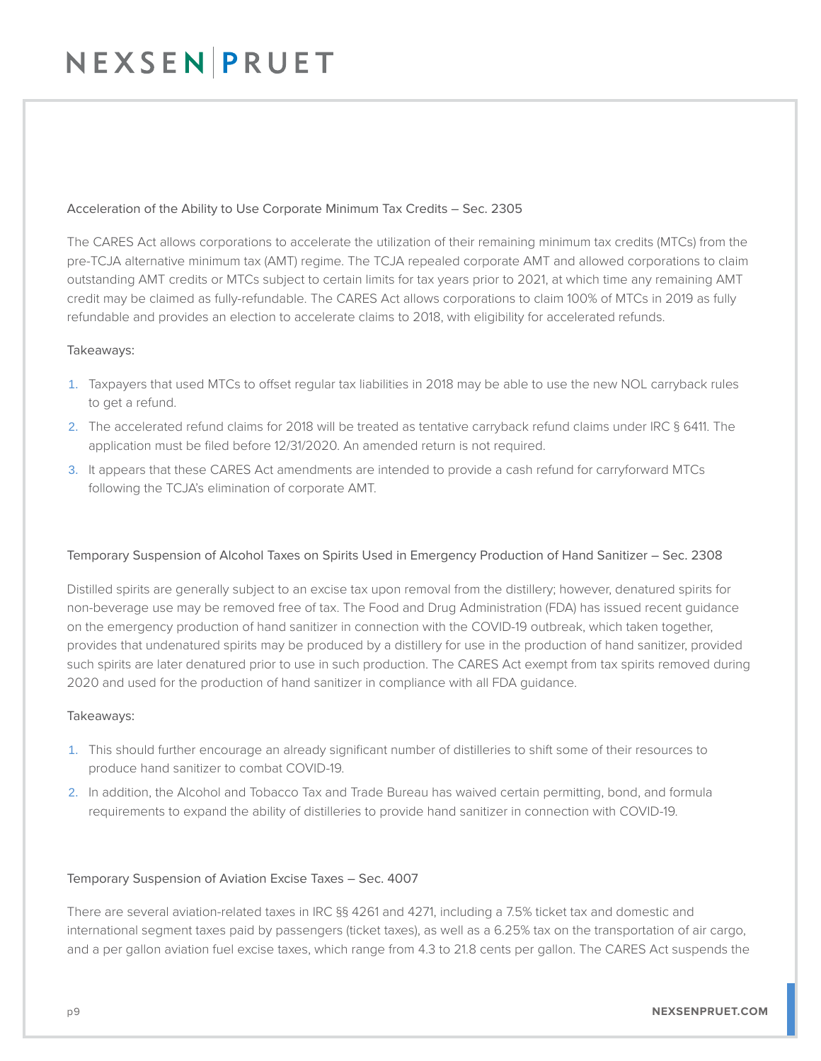### Acceleration of the Ability to Use Corporate Minimum Tax Credits – Sec. 2305

The CARES Act allows corporations to accelerate the utilization of their remaining minimum tax credits (MTCs) from the pre-TCJA alternative minimum tax (AMT) regime. The TCJA repealed corporate AMT and allowed corporations to claim outstanding AMT credits or MTCs subject to certain limits for tax years prior to 2021, at which time any remaining AMT credit may be claimed as fully-refundable. The CARES Act allows corporations to claim 100% of MTCs in 2019 as fully refundable and provides an election to accelerate claims to 2018, with eligibility for accelerated refunds.

Takeaways:

1. Taxpayers that used MTCs to offset regular tax liabilities in 2018 may be able to use the new NOL carryback rules to get a refund.
2. The accelerated refund claims for 2018 will be treated as tentative carryback refund claims under IRC § 6411. The application must be filed before 12/31/2020. An amended return is not required.
3. It appears that these CARES Act amendments are intended to provide a cash refund for carryforward MTCs following the TCJA's elimination of corporate AMT.

### Temporary Suspension of Alcohol Taxes on Spirits Used in Emergency Production of Hand Sanitizer – Sec. 2308

Distilled spirits are generally subject to an excise tax upon removal from the distillery; however, denatured spirits for non-beverage use may be removed free of tax. The Food and Drug Administration (FDA) has issued recent guidance on the emergency production of hand sanitizer in connection with the COVID-19 outbreak, which taken together, provides that undenatured spirits may be produced by a distillery for use in the production of hand sanitizer, provided such spirits are later denatured prior to use in such production. The CARES Act exempt from tax spirits removed during 2020 and used for the production of hand sanitizer in compliance with all FDA guidance.

Takeaways:

1. This should further encourage an already significant number of distilleries to shift some of their resources to produce hand sanitizer to combat COVID-19.
2. In addition, the Alcohol and Tobacco Tax and Trade Bureau has waived certain permitting, bond, and formula requirements to expand the ability of distilleries to provide hand sanitizer in connection with COVID-19.

### Temporary Suspension of Aviation Excise Taxes – Sec. 4007

There are several aviation-related taxes in IRC §§ 4261 and 4271, including a 7.5% ticket tax and domestic and international segment taxes paid by passengers (ticket taxes), as well as a 6.25% tax on the transportation of air cargo, and a per gallon aviation fuel excise taxes, which range from 4.3 to 21.8 cents per gallon. The CARES Act suspends the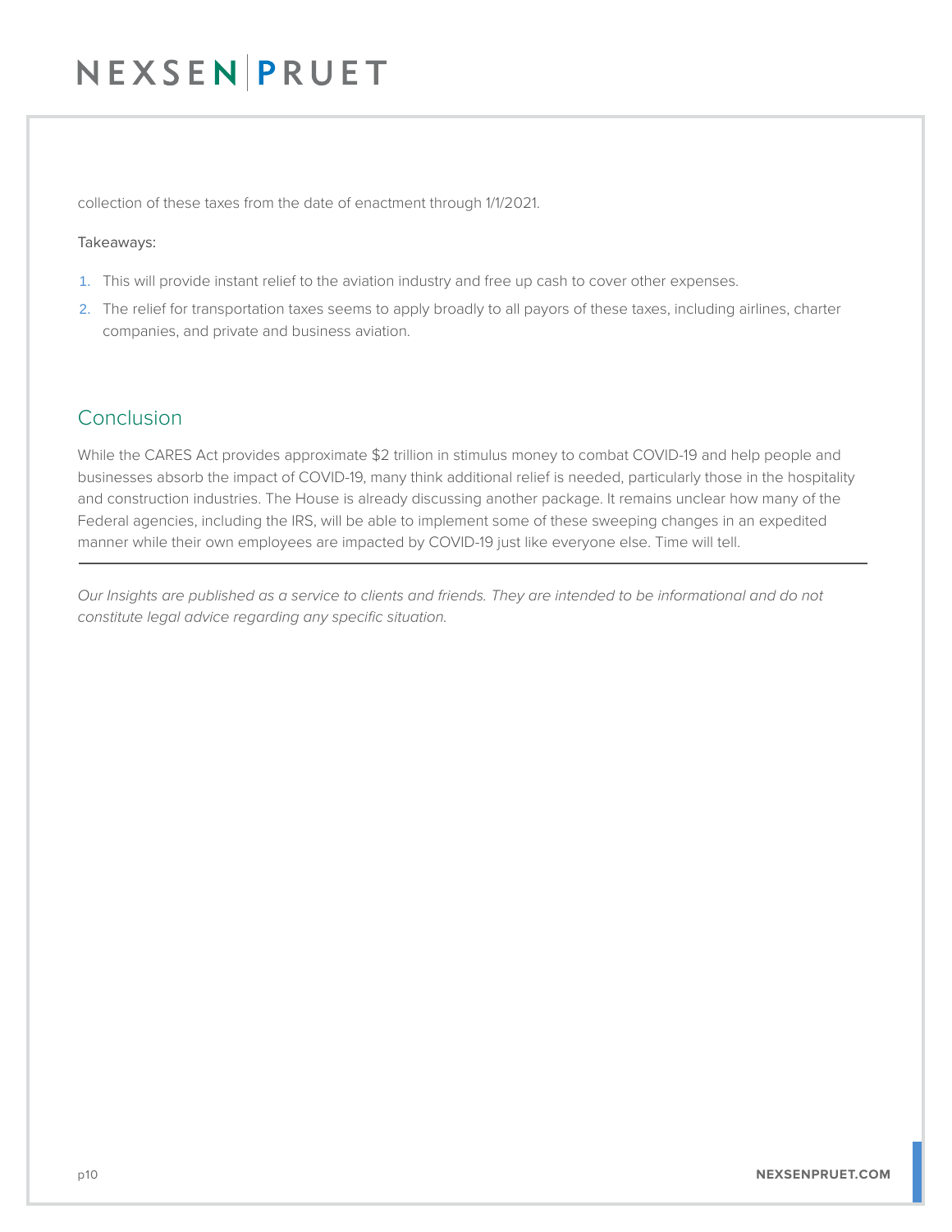collection of these taxes from the date of enactment through 1/1/2021.

Takeaways:

1. This will provide instant relief to the aviation industry and free up cash to cover other expenses.
2. The relief for transportation taxes seems to apply broadly to all payors of these taxes, including airlines, charter companies, and private and business aviation.

## Conclusion

While the CARES Act provides approximate $2 trillion in stimulus money to combat COVID-19 and help people and businesses absorb the impact of COVID-19, many think additional relief is needed, particularly those in the hospitality and construction industries. The House is already discussing another package. It remains unclear how many of the Federal agencies, including the IRS, will be able to implement some of these sweeping changes in an expedited manner while their own employees are impacted by COVID-19 just like everyone else. Time will tell.

---

*Our Insights are published as a service to clients and friends. They are intended to be informational and do not constitute legal advice regarding any specific situation.*